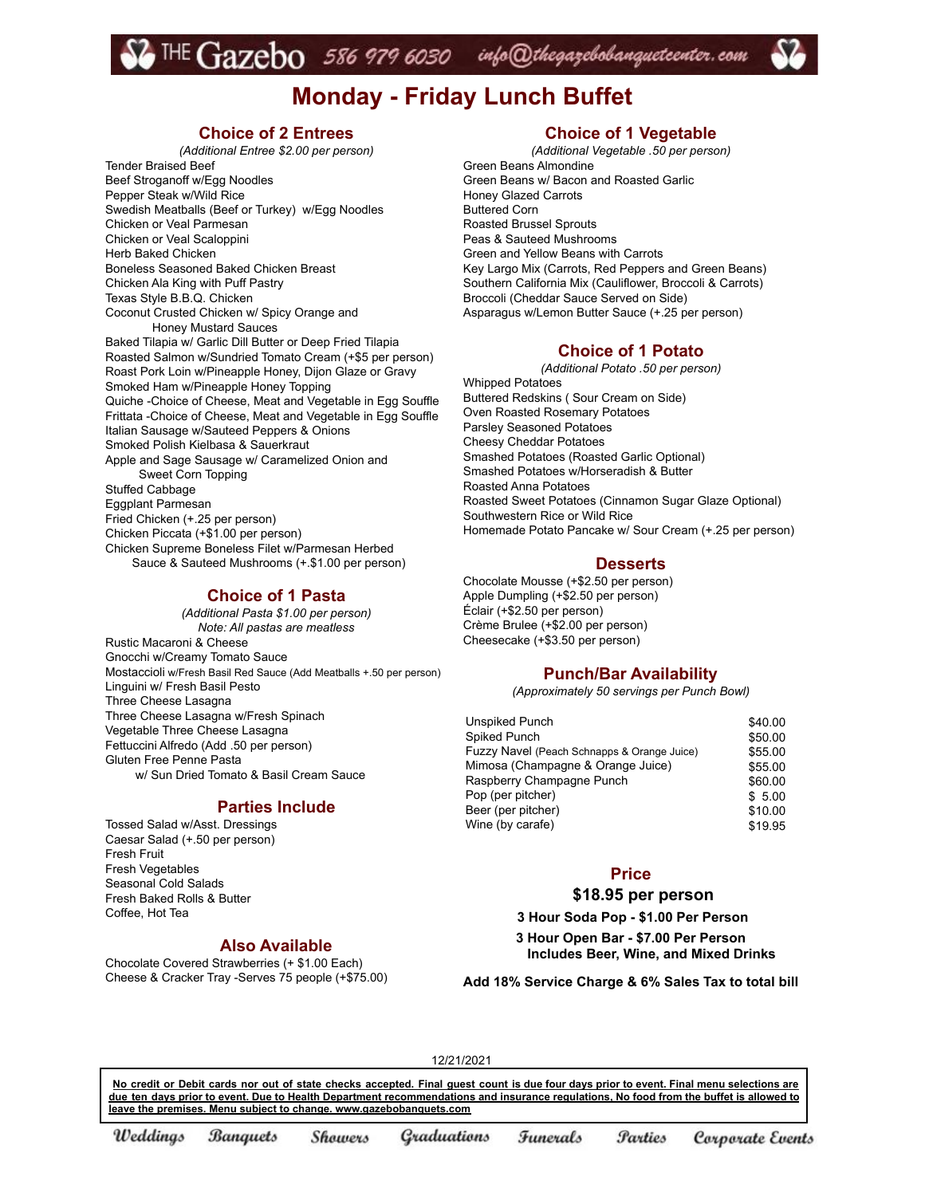THE Gazebo 586 979 6030 info@thegazebobanquetcenter.com

# Monday - Friday Lunch Buffet

## Choice of 2 Entrees

*(Additional Entree $2.00 per person)*

Tender Braised Beef
Beef Stroganoff w/Egg Noodles
Pepper Steak w/Wild Rice
Swedish Meatballs (Beef or Turkey) w/Egg Noodles
Chicken or Veal Parmesan
Chicken or Veal Scaloppini
Herb Baked Chicken
Boneless Seasoned Baked Chicken Breast
Chicken Ala King with Puff Pastry
Texas Style B.B.Q. Chicken
Coconut Crusted Chicken w/ Spicy Orange and Honey Mustard Sauces
Baked Tilapia w/ Garlic Dill Butter or Deep Fried Tilapia
Roasted Salmon w/Sundried Tomato Cream (+$5 per person)
Roast Pork Loin w/Pineapple Honey, Dijon Glaze or Gravy
Smoked Ham w/Pineapple Honey Topping
Quiche -Choice of Cheese, Meat and Vegetable in Egg Souffle
Frittata -Choice of Cheese, Meat and Vegetable in Egg Souffle
Italian Sausage w/Sauteed Peppers & Onions
Smoked Polish Kielbasa & Sauerkraut
Apple and Sage Sausage w/ Caramelized Onion and Sweet Corn Topping
Stuffed Cabbage
Eggplant Parmesan
Fried Chicken (+.25 per person)
Chicken Piccata (+$1.00 per person)
Chicken Supreme Boneless Filet w/Parmesan Herbed Sauce & Sauteed Mushrooms (+.$1.00 per person)

## Choice of 1 Pasta

*(Additional Pasta $1.00 per person)*
*Note: All pastas are meatless*

Rustic Macaroni & Cheese
Gnocchi w/Creamy Tomato Sauce
Mostacciolí w/Fresh Basil Red Sauce (Add Meatballs +.50 per person)
Linguini w/ Fresh Basil Pesto
Three Cheese Lasagna
Three Cheese Lasagna w/Fresh Spinach
Vegetable Three Cheese Lasagna
Fettuccini Alfredo (Add .50 per person)
Gluten Free Penne Pasta w/ Sun Dried Tomato & Basil Cream Sauce

## Parties Include

Tossed Salad w/Asst. Dressings
Caesar Salad (+.50 per person)
Fresh Fruit
Fresh Vegetables
Seasonal Cold Salads
Fresh Baked Rolls & Butter
Coffee, Hot Tea

## Also Available

Chocolate Covered Strawberries (+ $1.00 Each)
Cheese & Cracker Tray -Serves 75 people (+$75.00)

## Choice of 1 Vegetable

*(Additional Vegetable .50 per person)*

Green Beans Almondine
Green Beans w/ Bacon and Roasted Garlic
Honey Glazed Carrots
Buttered Corn
Roasted Brussel Sprouts
Peas & Sauteed Mushrooms
Green and Yellow Beans with Carrots
Key Largo Mix (Carrots, Red Peppers and Green Beans)
Southern California Mix (Cauliflower, Broccoli & Carrots)
Broccoli (Cheddar Sauce Served on Side)
Asparagus w/Lemon Butter Sauce (+.25 per person)

## Choice of 1 Potato

*(Additional Potato .50 per person)*

Whipped Potatoes
Buttered Redskins ( Sour Cream on Side)
Oven Roasted Rosemary Potatoes
Parsley Seasoned Potatoes
Cheesy Cheddar Potatoes
Smashed Potatoes (Roasted Garlic Optional)
Smashed Potatoes w/Horseradish & Butter
Roasted Anna Potatoes
Roasted Sweet Potatoes (Cinnamon Sugar Glaze Optional)
Southwestern Rice or Wild Rice
Homemade Potato Pancake w/ Sour Cream (+.25 per person)

## Desserts

Chocolate Mousse (+$2.50 per person)
Apple Dumpling (+$2.50 per person)
Éclair (+$2.50 per person)
Crème Brulee (+$2.00 per person)
Cheesecake (+$3.50 per person)

## Punch/Bar Availability

*(Approximately 50 servings per Punch Bowl)*

| | |
|---|---|
| Unspiked Punch | $40.00 |
| Spiked Punch | $50.00 |
| Fuzzy Navel (Peach Schnapps & Orange Juice) | $55.00 |
| Mimosa (Champagne & Orange Juice) | $55.00 |
| Raspberry Champagne Punch | $60.00 |
| Pop (per pitcher) | $ 5.00 |
| Beer (per pitcher) | $10.00 |
| Wine (by carafe) | $19.95 |

## Price

**$18.95 per person**

**3 Hour Soda Pop - $1.00 Per Person**

**3 Hour Open Bar - $7.00 Per Person**
**Includes Beer, Wine, and Mixed Drinks**

**Add 18% Service Charge & 6% Sales Tax to total bill**

12/21/2021

**No credit or Debit cards nor out of state checks accepted. Final guest count is due four days prior to event. Final menu selections are due ten days prior to event. Due to Health Department recommendations and insurance regulations, No food from the buffet is allowed to leave the premises. Menu subject to change. www.gazebobanquets.com**

Weddings Banquets Showers Graduations Funerals Parties Corporate Events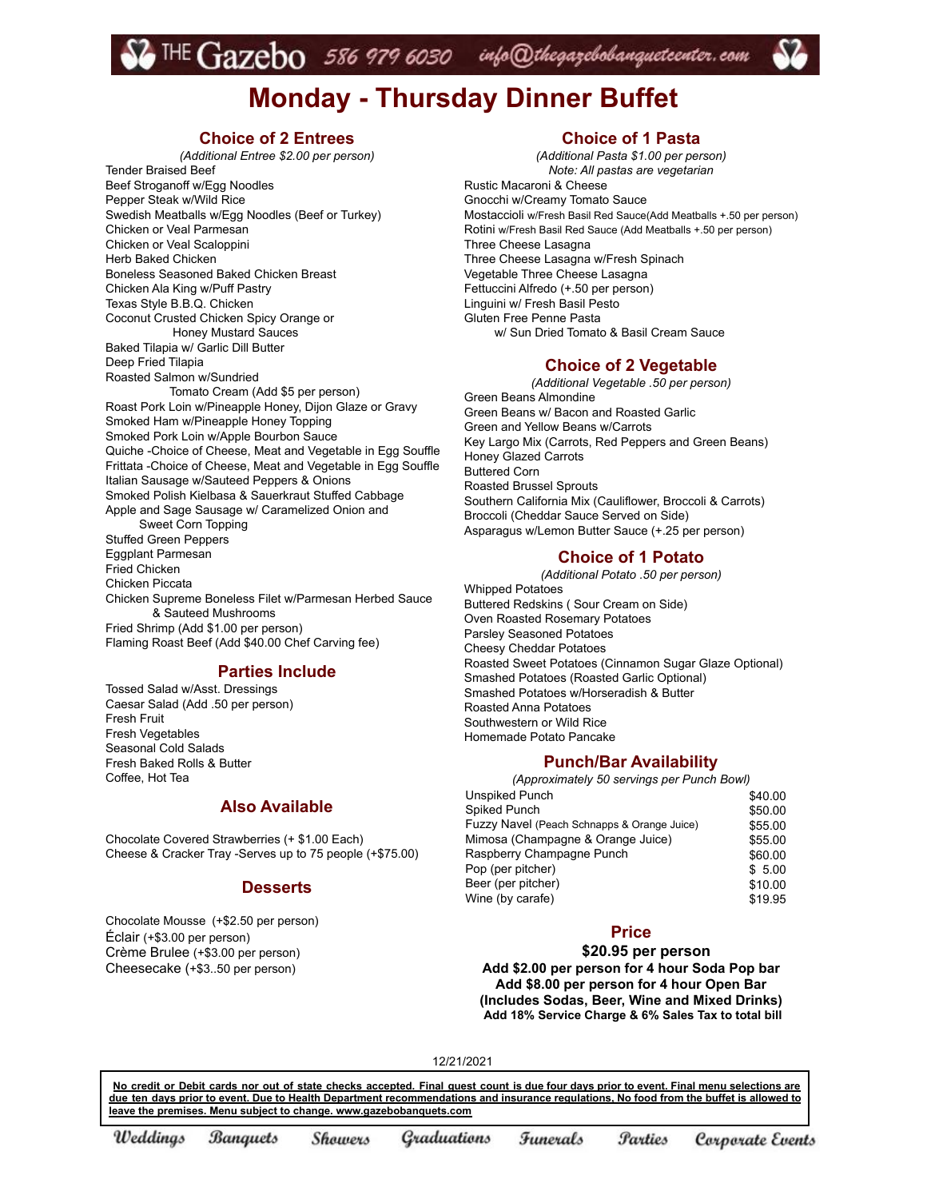THE Gazebo 586 979 6030 info@thegazebobanquetcenter.com

# Monday - Thursday Dinner Buffet

## Choice of 2 Entrees

*(Additional Entree $2.00 per person)*

Tender Braised Beef
Beef Stroganoff w/Egg Noodles
Pepper Steak w/Wild Rice
Swedish Meatballs w/Egg Noodles (Beef or Turkey)
Chicken or Veal Parmesan
Chicken or Veal Scaloppini
Herb Baked Chicken
Boneless Seasoned Baked Chicken Breast
Chicken Ala King w/Puff Pastry
Texas Style B.B.Q. Chicken
Coconut Crusted Chicken Spicy Orange or Honey Mustard Sauces
Baked Tilapia w/ Garlic Dill Butter
Deep Fried Tilapia
Roasted Salmon w/Sundried Tomato Cream (Add $5 per person)
Roast Pork Loin w/Pineapple Honey, Dijon Glaze or Gravy
Smoked Ham w/Pineapple Honey Topping
Smoked Pork Loin w/Apple Bourbon Sauce
Quiche -Choice of Cheese, Meat and Vegetable in Egg Souffle
Frittata -Choice of Cheese, Meat and Vegetable in Egg Souffle
Italian Sausage w/Sauteed Peppers & Onions
Smoked Polish Kielbasa & Sauerkraut Stuffed Cabbage
Apple and Sage Sausage w/ Caramelized Onion and Sweet Corn Topping
Stuffed Green Peppers
Eggplant Parmesan
Fried Chicken
Chicken Piccata
Chicken Supreme Boneless Filet w/Parmesan Herbed Sauce & Sauteed Mushrooms
Fried Shrimp (Add $1.00 per person)
Flaming Roast Beef (Add $40.00 Chef Carving fee)

## Parties Include

Tossed Salad w/Asst. Dressings
Caesar Salad (Add .50 per person)
Fresh Fruit
Fresh Vegetables
Seasonal Cold Salads
Fresh Baked Rolls & Butter
Coffee, Hot Tea

## Also Available

Chocolate Covered Strawberries (+ $1.00 Each)
Cheese & Cracker Tray -Serves up to 75 people (+$75.00)

## Desserts

Chocolate Mousse (+$2.50 per person)
Éclair (+$3.00 per person)
Crème Brulee (+$3.00 per person)
Cheesecake (+$3..50 per person)

## Choice of 1 Pasta

*(Additional Pasta $1.00 per person)*
*Note: All pastas are vegetarian*

Rustic Macaroni & Cheese
Gnocchi w/Creamy Tomato Sauce
Mostaccioli w/Fresh Basil Red Sauce(Add Meatballs +.50 per person)
Rotini w/Fresh Basil Red Sauce (Add Meatballs +.50 per person)
Three Cheese Lasagna
Three Cheese Lasagna w/Fresh Spinach
Vegetable Three Cheese Lasagna
Fettuccini Alfredo (+.50 per person)
Linguini w/ Fresh Basil Pesto
Gluten Free Penne Pasta w/ Sun Dried Tomato & Basil Cream Sauce

## Choice of 2 Vegetable

*(Additional Vegetable .50 per person)*

Green Beans Almondine
Green Beans w/ Bacon and Roasted Garlic
Green and Yellow Beans w/Carrots
Key Largo Mix (Carrots, Red Peppers and Green Beans)
Honey Glazed Carrots
Buttered Corn
Roasted Brussel Sprouts
Southern California Mix (Cauliflower, Broccoli & Carrots)
Broccoli (Cheddar Sauce Served on Side)
Asparagus w/Lemon Butter Sauce (+.25 per person)

## Choice of 1 Potato

*(Additional Potato .50 per person)*

Whipped Potatoes
Buttered Redskins ( Sour Cream on Side)
Oven Roasted Rosemary Potatoes
Parsley Seasoned Potatoes
Cheesy Cheddar Potatoes
Roasted Sweet Potatoes (Cinnamon Sugar Glaze Optional)
Smashed Potatoes (Roasted Garlic Optional)
Smashed Potatoes w/Horseradish & Butter
Roasted Anna Potatoes
Southwestern or Wild Rice
Homemade Potato Pancake

## Punch/Bar Availability

*(Approximately 50 servings per Punch Bowl)*

| | |
|---|---|
| Unspiked Punch | $40.00 |
| Spiked Punch | $50.00 |
| Fuzzy Navel (Peach Schnapps & Orange Juice) | $55.00 |
| Mimosa (Champagne & Orange Juice) | $55.00 |
| Raspberry Champagne Punch | $60.00 |
| Pop (per pitcher) | $ 5.00 |
| Beer (per pitcher) | $10.00 |
| Wine (by carafe) | $19.95 |

## Price

**$20.95 per person**
**Add $2.00 per person for 4 hour Soda Pop bar**
**Add $8.00 per person for 4 hour Open Bar**
**(Includes Sodas, Beer, Wine and Mixed Drinks)**
**Add 18% Service Charge & 6% Sales Tax to total bill**

12/21/2021

**No credit or Debit cards nor out of state checks accepted. Final guest count is due four days prior to event. Final menu selections are due ten days prior to event. Due to Health Department recommendations and insurance regulations, No food from the buffet is allowed to leave the premises. Menu subject to change. www.gazebobanquets.com**

Weddings Banquets Showers Graduations Funerals Parties Corporate Events